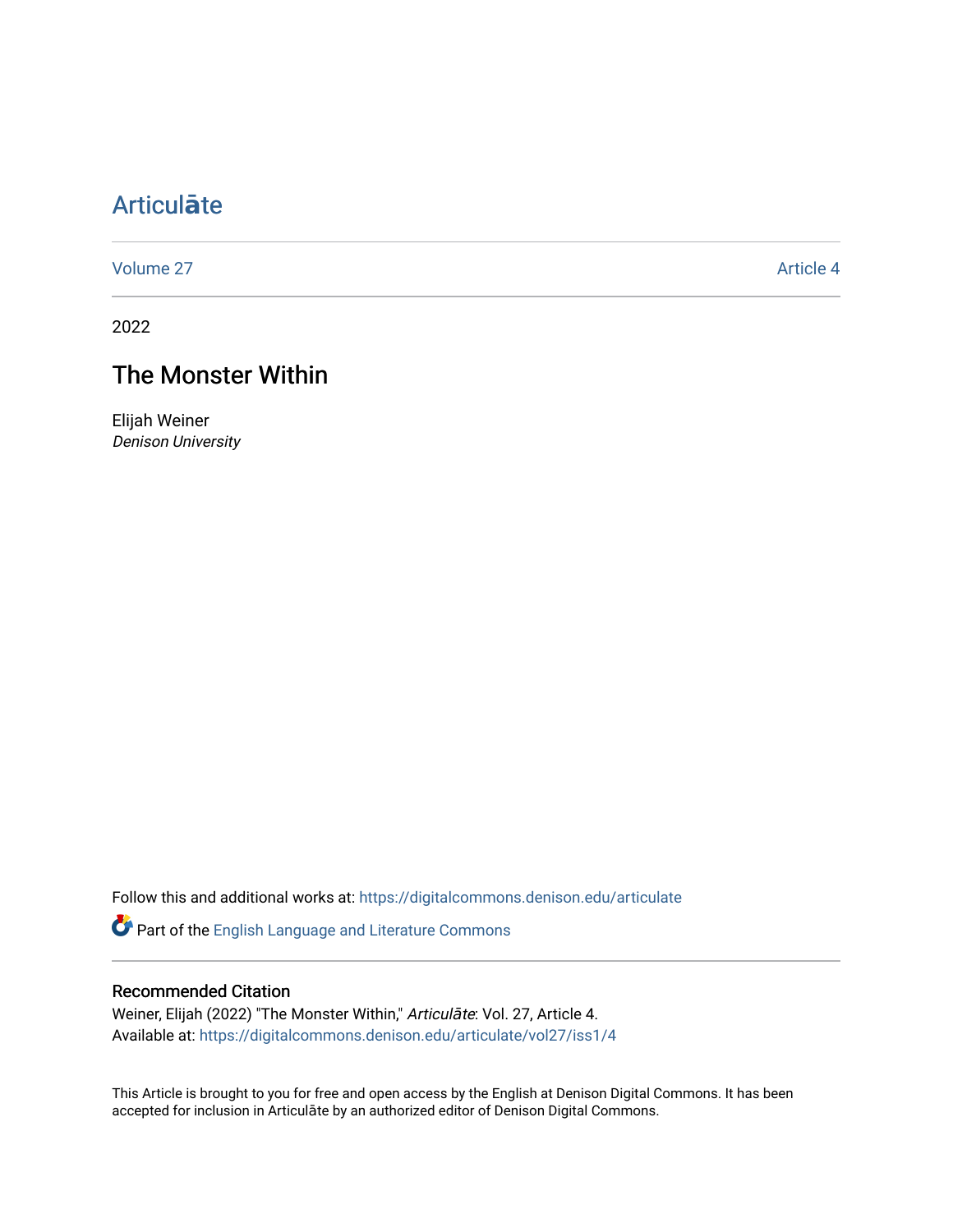# Articulāte

Volume 27 | Article 4

2022

## The Monster Within

Elijah Weiner
*Denison University*

Follow this and additional works at: https://digitalcommons.denison.edu/articulate

Part of the English Language and Literature Commons

### Recommended Citation

Weiner, Elijah (2022) "The Monster Within," *Articulāte*: Vol. 27, Article 4.
Available at: https://digitalcommons.denison.edu/articulate/vol27/iss1/4

This Article is brought to you for free and open access by the English at Denison Digital Commons. It has been accepted for inclusion in Articulāte by an authorized editor of Denison Digital Commons.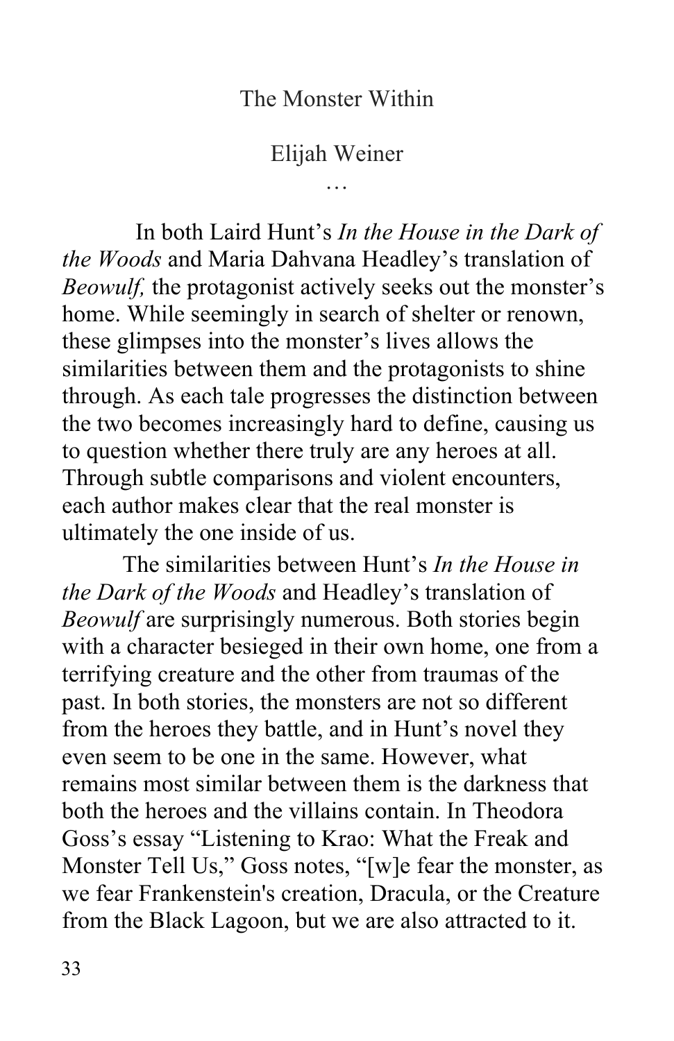# The Monster Within

Elijah Weiner

…

In both Laird Hunt's *In the House in the Dark of the Woods* and Maria Dahvana Headley's translation of *Beowulf,* the protagonist actively seeks out the monster's home. While seemingly in search of shelter or renown, these glimpses into the monster's lives allows the similarities between them and the protagonists to shine through. As each tale progresses the distinction between the two becomes increasingly hard to define, causing us to question whether there truly are any heroes at all. Through subtle comparisons and violent encounters, each author makes clear that the real monster is ultimately the one inside of us.

The similarities between Hunt's *In the House in the Dark of the Woods* and Headley's translation of *Beowulf* are surprisingly numerous. Both stories begin with a character besieged in their own home, one from a terrifying creature and the other from traumas of the past. In both stories, the monsters are not so different from the heroes they battle, and in Hunt's novel they even seem to be one in the same. However, what remains most similar between them is the darkness that both the heroes and the villains contain. In Theodora Goss's essay "Listening to Krao: What the Freak and Monster Tell Us," Goss notes, "[w]e fear the monster, as we fear Frankenstein's creation, Dracula, or the Creature from the Black Lagoon, but we are also attracted to it.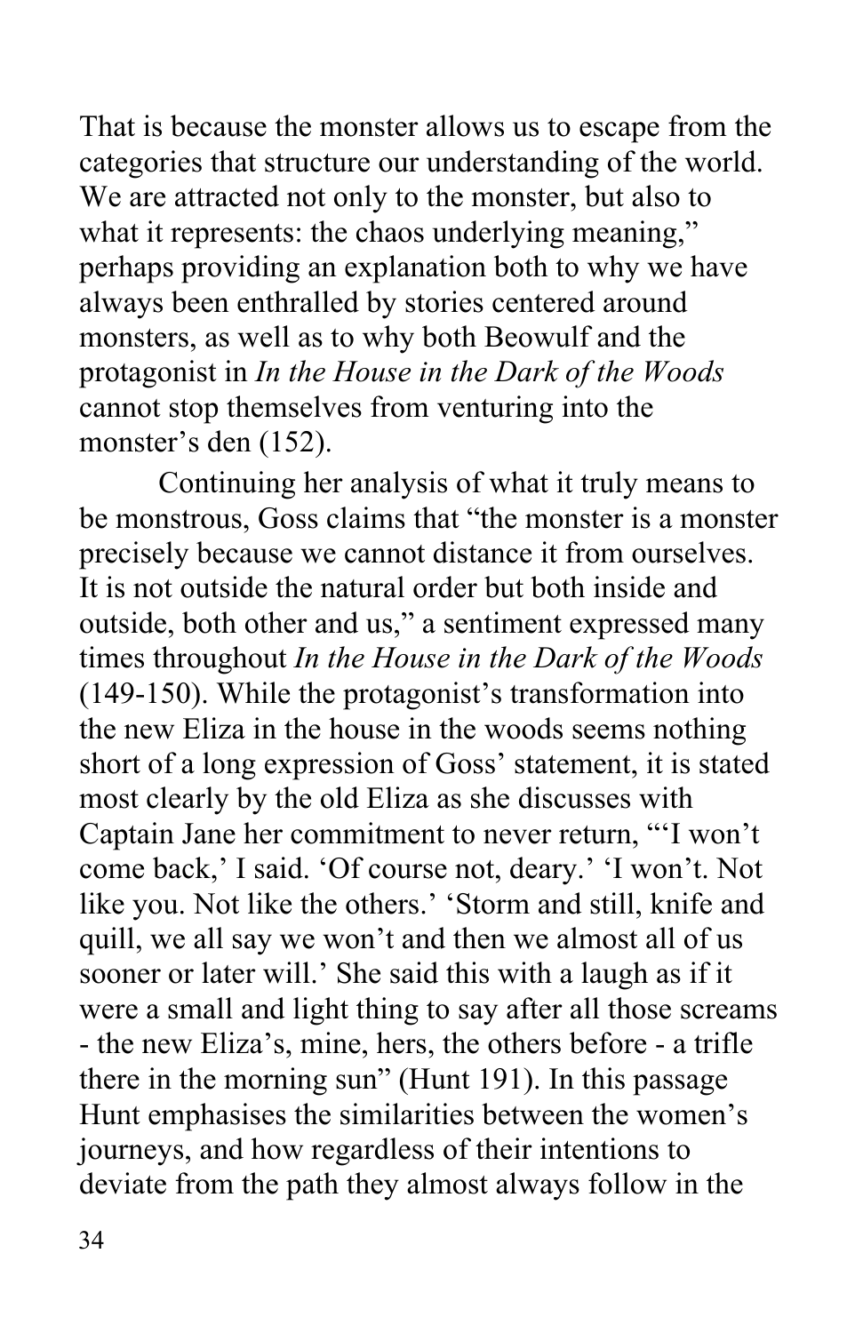That is because the monster allows us to escape from the categories that structure our understanding of the world. We are attracted not only to the monster, but also to what it represents: the chaos underlying meaning," perhaps providing an explanation both to why we have always been enthralled by stories centered around monsters, as well as to why both Beowulf and the protagonist in *In the House in the Dark of the Woods* cannot stop themselves from venturing into the monster's den (152).

Continuing her analysis of what it truly means to be monstrous, Goss claims that "the monster is a monster precisely because we cannot distance it from ourselves. It is not outside the natural order but both inside and outside, both other and us," a sentiment expressed many times throughout *In the House in the Dark of the Woods* (149-150). While the protagonist's transformation into the new Eliza in the house in the woods seems nothing short of a long expression of Goss' statement, it is stated most clearly by the old Eliza as she discusses with Captain Jane her commitment to never return, "'I won't come back,' I said. 'Of course not, deary.' 'I won't. Not like you. Not like the others.' 'Storm and still, knife and quill, we all say we won't and then we almost all of us sooner or later will.' She said this with a laugh as if it were a small and light thing to say after all those screams - the new Eliza's, mine, hers, the others before - a trifle there in the morning sun" (Hunt 191). In this passage Hunt emphasises the similarities between the women's journeys, and how regardless of their intentions to deviate from the path they almost always follow in the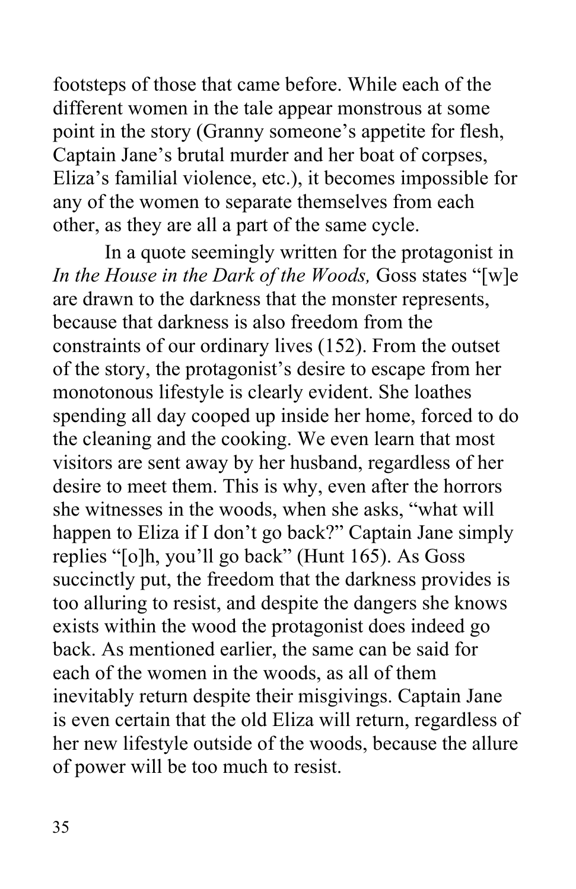footsteps of those that came before. While each of the different women in the tale appear monstrous at some point in the story (Granny someone's appetite for flesh, Captain Jane's brutal murder and her boat of corpses, Eliza's familial violence, etc.), it becomes impossible for any of the women to separate themselves from each other, as they are all a part of the same cycle.

In a quote seemingly written for the protagonist in *In the House in the Dark of the Woods,* Goss states "[w]e are drawn to the darkness that the monster represents, because that darkness is also freedom from the constraints of our ordinary lives (152). From the outset of the story, the protagonist's desire to escape from her monotonous lifestyle is clearly evident. She loathes spending all day cooped up inside her home, forced to do the cleaning and the cooking. We even learn that most visitors are sent away by her husband, regardless of her desire to meet them. This is why, even after the horrors she witnesses in the woods, when she asks, "what will happen to Eliza if I don't go back?" Captain Jane simply replies "[o]h, you'll go back" (Hunt 165). As Goss succinctly put, the freedom that the darkness provides is too alluring to resist, and despite the dangers she knows exists within the wood the protagonist does indeed go back. As mentioned earlier, the same can be said for each of the women in the woods, as all of them inevitably return despite their misgivings. Captain Jane is even certain that the old Eliza will return, regardless of her new lifestyle outside of the woods, because the allure of power will be too much to resist.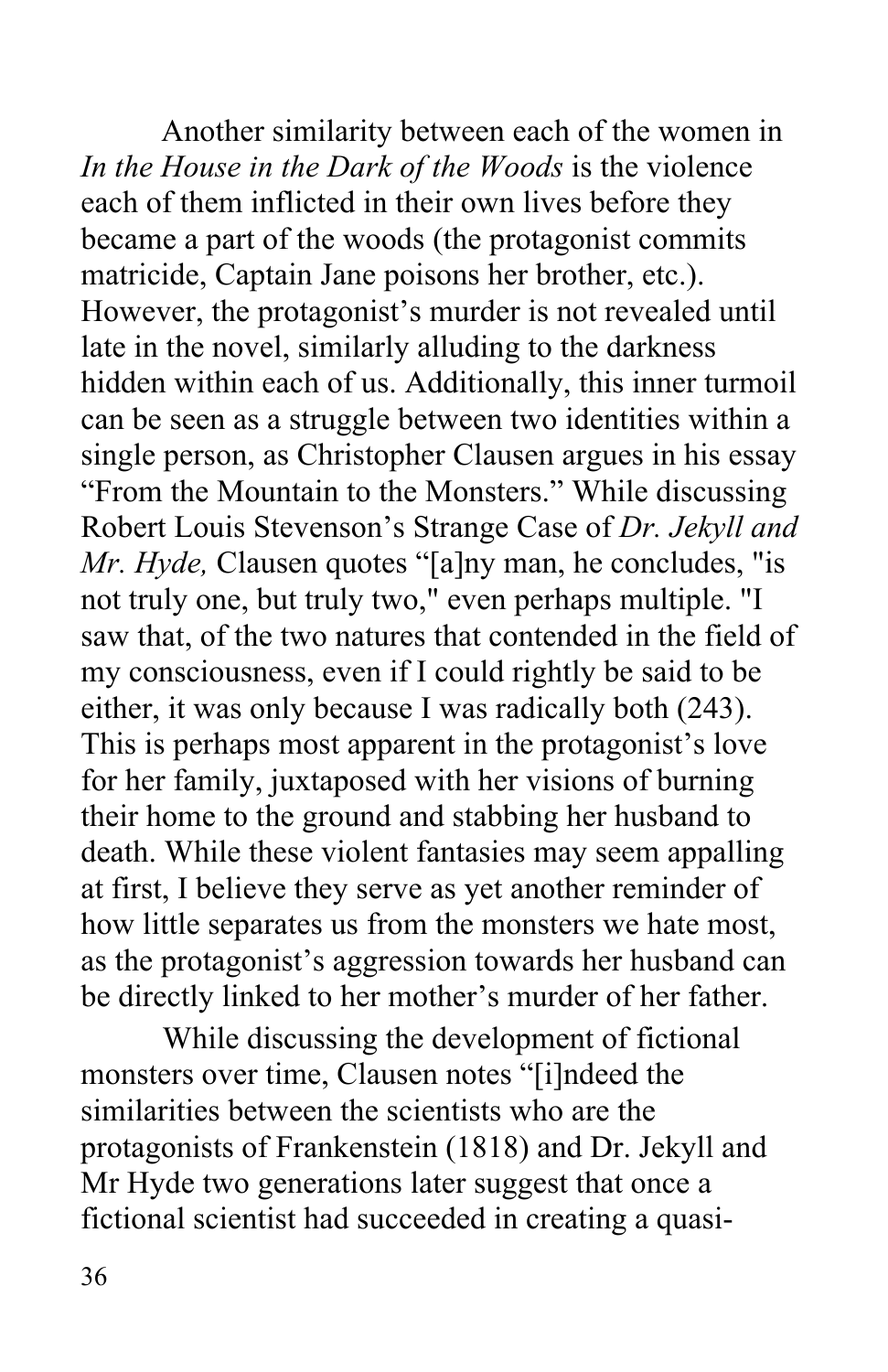Another similarity between each of the women in *In the House in the Dark of the Woods* is the violence each of them inflicted in their own lives before they became a part of the woods (the protagonist commits matricide, Captain Jane poisons her brother, etc.). However, the protagonist's murder is not revealed until late in the novel, similarly alluding to the darkness hidden within each of us. Additionally, this inner turmoil can be seen as a struggle between two identities within a single person, as Christopher Clausen argues in his essay "From the Mountain to the Monsters." While discussing Robert Louis Stevenson's Strange Case of *Dr. Jekyll and Mr. Hyde,* Clausen quotes "[a]ny man, he concludes, "is not truly one, but truly two," even perhaps multiple. "I saw that, of the two natures that contended in the field of my consciousness, even if I could rightly be said to be either, it was only because I was radically both (243). This is perhaps most apparent in the protagonist's love for her family, juxtaposed with her visions of burning their home to the ground and stabbing her husband to death. While these violent fantasies may seem appalling at first, I believe they serve as yet another reminder of how little separates us from the monsters we hate most, as the protagonist's aggression towards her husband can be directly linked to her mother's murder of her father.

While discussing the development of fictional monsters over time, Clausen notes "[i]ndeed the similarities between the scientists who are the protagonists of Frankenstein (1818) and Dr. Jekyll and Mr Hyde two generations later suggest that once a fictional scientist had succeeded in creating a quasi-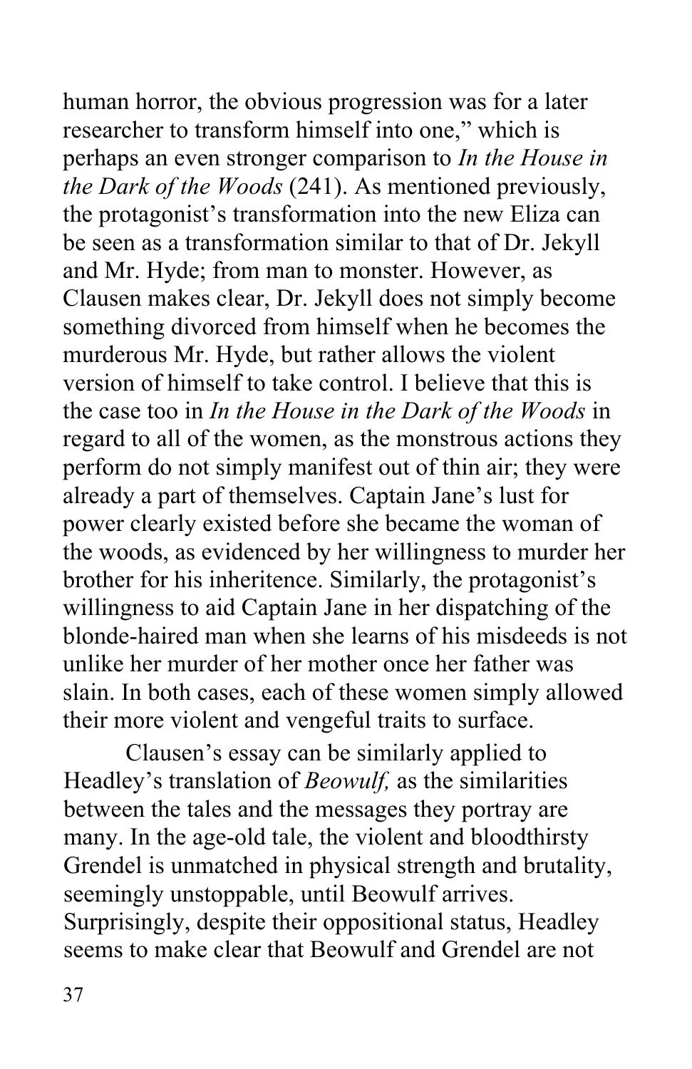human horror, the obvious progression was for a later researcher to transform himself into one," which is perhaps an even stronger comparison to *In the House in the Dark of the Woods* (241). As mentioned previously, the protagonist's transformation into the new Eliza can be seen as a transformation similar to that of Dr. Jekyll and Mr. Hyde; from man to monster. However, as Clausen makes clear, Dr. Jekyll does not simply become something divorced from himself when he becomes the murderous Mr. Hyde, but rather allows the violent version of himself to take control. I believe that this is the case too in *In the House in the Dark of the Woods* in regard to all of the women, as the monstrous actions they perform do not simply manifest out of thin air; they were already a part of themselves. Captain Jane's lust for power clearly existed before she became the woman of the woods, as evidenced by her willingness to murder her brother for his inheritence. Similarly, the protagonist's willingness to aid Captain Jane in her dispatching of the blonde-haired man when she learns of his misdeeds is not unlike her murder of her mother once her father was slain. In both cases, each of these women simply allowed their more violent and vengeful traits to surface.

Clausen's essay can be similarly applied to Headley's translation of *Beowulf,* as the similarities between the tales and the messages they portray are many. In the age-old tale, the violent and bloodthirsty Grendel is unmatched in physical strength and brutality, seemingly unstoppable, until Beowulf arrives. Surprisingly, despite their oppositional status, Headley seems to make clear that Beowulf and Grendel are not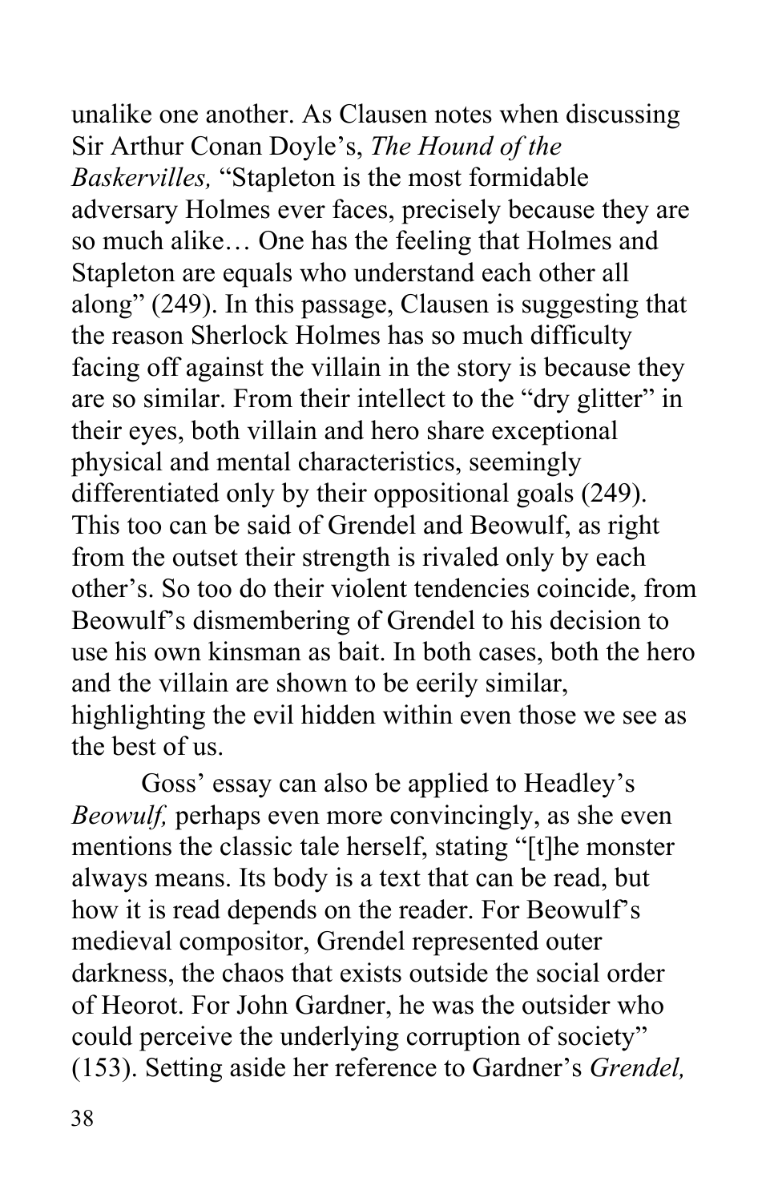unalike one another. As Clausen notes when discussing Sir Arthur Conan Doyle's, *The Hound of the Baskervilles,* "Stapleton is the most formidable adversary Holmes ever faces, precisely because they are so much alike… One has the feeling that Holmes and Stapleton are equals who understand each other all along" (249). In this passage, Clausen is suggesting that the reason Sherlock Holmes has so much difficulty facing off against the villain in the story is because they are so similar. From their intellect to the "dry glitter" in their eyes, both villain and hero share exceptional physical and mental characteristics, seemingly differentiated only by their oppositional goals (249). This too can be said of Grendel and Beowulf, as right from the outset their strength is rivaled only by each other's. So too do their violent tendencies coincide, from Beowulf's dismembering of Grendel to his decision to use his own kinsman as bait. In both cases, both the hero and the villain are shown to be eerily similar, highlighting the evil hidden within even those we see as the best of us.

Goss' essay can also be applied to Headley's *Beowulf,* perhaps even more convincingly, as she even mentions the classic tale herself, stating "[t]he monster always means. Its body is a text that can be read, but how it is read depends on the reader. For Beowulf's medieval compositor, Grendel represented outer darkness, the chaos that exists outside the social order of Heorot. For John Gardner, he was the outsider who could perceive the underlying corruption of society" (153). Setting aside her reference to Gardner's *Grendel,*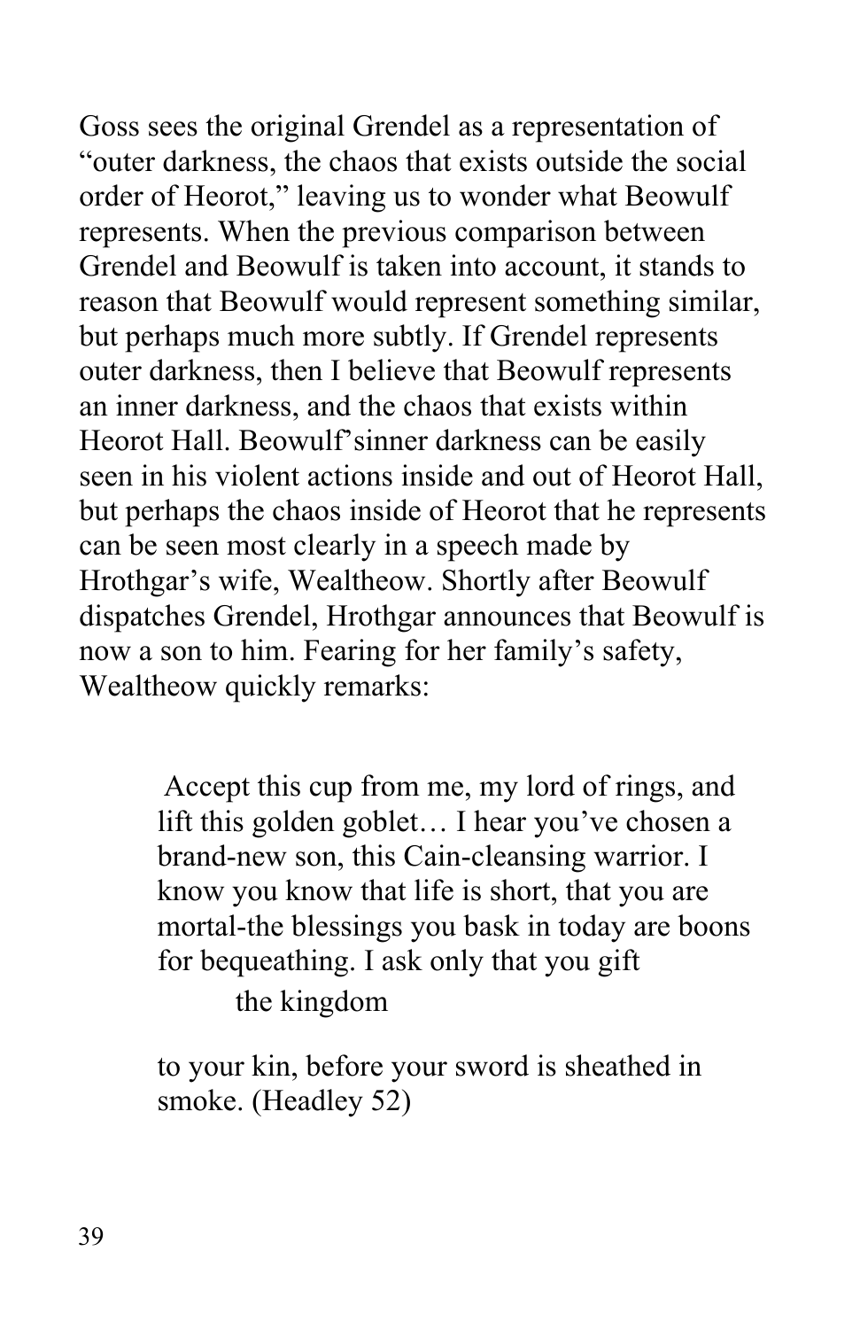Goss sees the original Grendel as a representation of "outer darkness, the chaos that exists outside the social order of Heorot," leaving us to wonder what Beowulf represents. When the previous comparison between Grendel and Beowulf is taken into account, it stands to reason that Beowulf would represent something similar, but perhaps much more subtly. If Grendel represents outer darkness, then I believe that Beowulf represents an inner darkness, and the chaos that exists within Heorot Hall. Beowulf'sinner darkness can be easily seen in his violent actions inside and out of Heorot Hall, but perhaps the chaos inside of Heorot that he represents can be seen most clearly in a speech made by Hrothgar's wife, Wealtheow. Shortly after Beowulf dispatches Grendel, Hrothgar announces that Beowulf is now a son to him. Fearing for her family's safety, Wealtheow quickly remarks:

> Accept this cup from me, my lord of rings, and lift this golden goblet… I hear you've chosen a brand-new son, this Cain-cleansing warrior. I know you know that life is short, that you are mortal-the blessings you bask in today are boons for bequeathing. I ask only that you gift
>
> the kingdom
>
> to your kin, before your sword is sheathed in smoke. (Headley 52)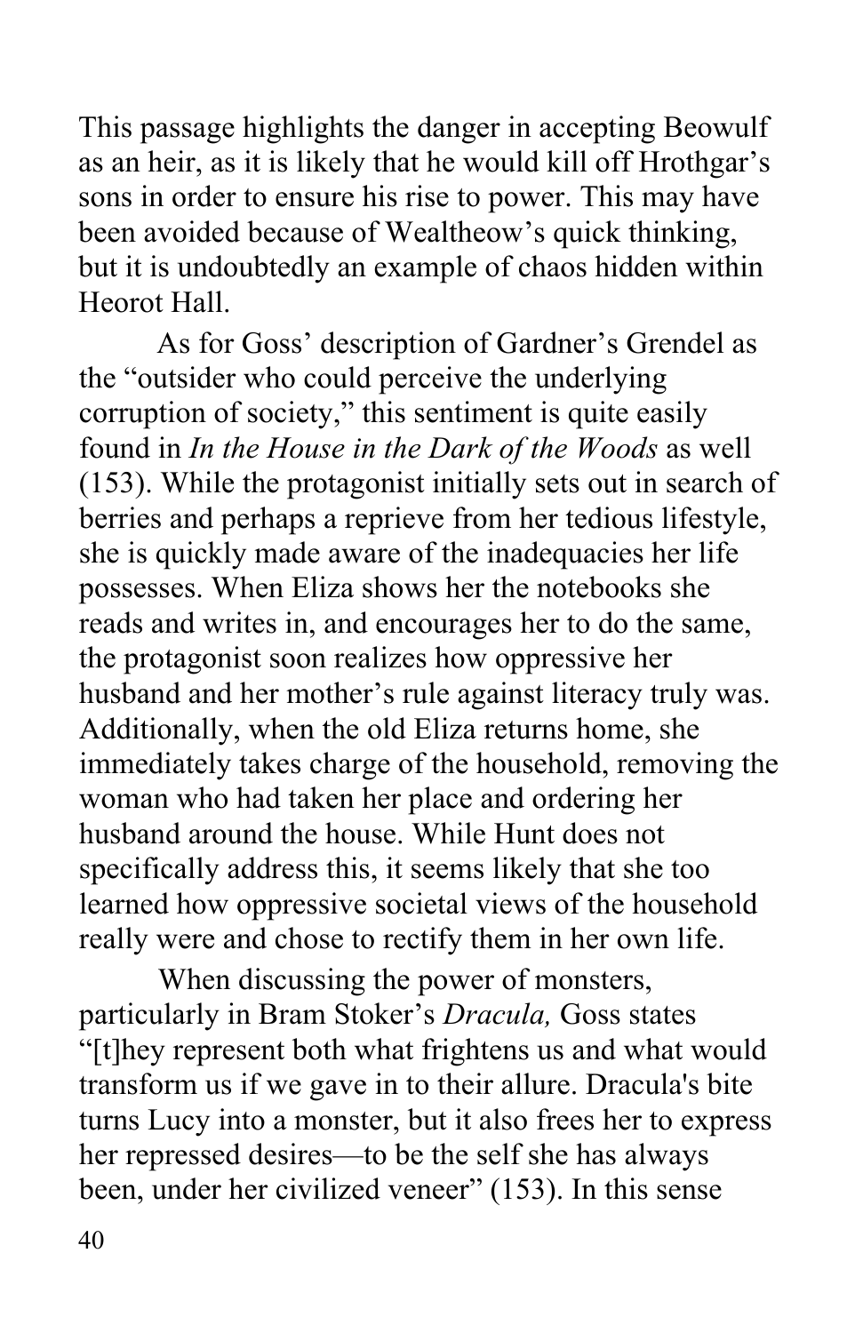This passage highlights the danger in accepting Beowulf as an heir, as it is likely that he would kill off Hrothgar's sons in order to ensure his rise to power. This may have been avoided because of Wealtheow's quick thinking, but it is undoubtedly an example of chaos hidden within Heorot Hall.

As for Goss' description of Gardner's Grendel as the "outsider who could perceive the underlying corruption of society," this sentiment is quite easily found in *In the House in the Dark of the Woods* as well (153). While the protagonist initially sets out in search of berries and perhaps a reprieve from her tedious lifestyle, she is quickly made aware of the inadequacies her life possesses. When Eliza shows her the notebooks she reads and writes in, and encourages her to do the same, the protagonist soon realizes how oppressive her husband and her mother's rule against literacy truly was. Additionally, when the old Eliza returns home, she immediately takes charge of the household, removing the woman who had taken her place and ordering her husband around the house. While Hunt does not specifically address this, it seems likely that she too learned how oppressive societal views of the household really were and chose to rectify them in her own life.

When discussing the power of monsters, particularly in Bram Stoker's *Dracula,* Goss states "[t]hey represent both what frightens us and what would transform us if we gave in to their allure. Dracula's bite turns Lucy into a monster, but it also frees her to express her repressed desires—to be the self she has always been, under her civilized veneer" (153). In this sense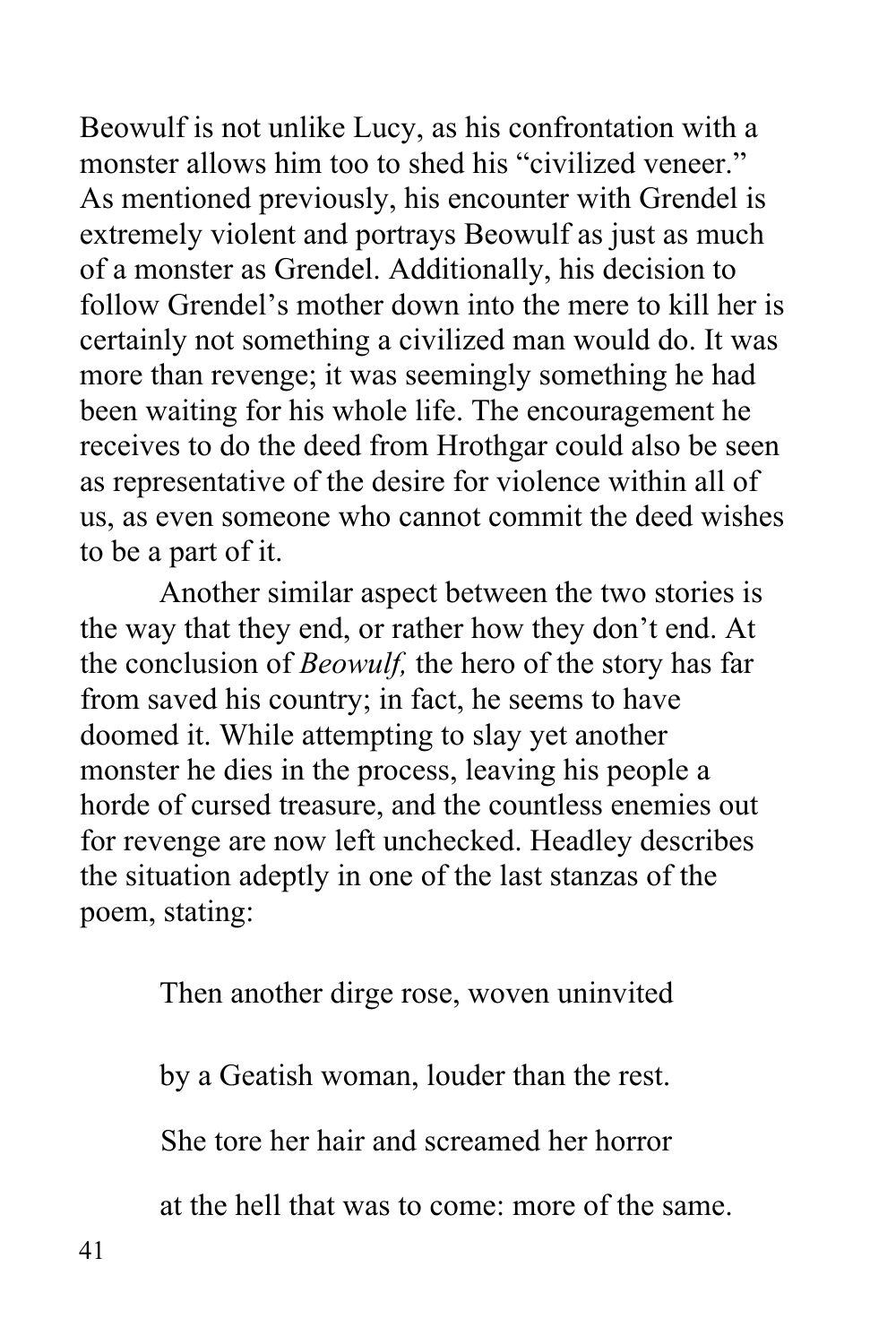Beowulf is not unlike Lucy, as his confrontation with a monster allows him too to shed his "civilized veneer." As mentioned previously, his encounter with Grendel is extremely violent and portrays Beowulf as just as much of a monster as Grendel. Additionally, his decision to follow Grendel's mother down into the mere to kill her is certainly not something a civilized man would do. It was more than revenge; it was seemingly something he had been waiting for his whole life. The encouragement he receives to do the deed from Hrothgar could also be seen as representative of the desire for violence within all of us, as even someone who cannot commit the deed wishes to be a part of it.

Another similar aspect between the two stories is the way that they end, or rather how they don't end. At the conclusion of *Beowulf,* the hero of the story has far from saved his country; in fact, he seems to have doomed it. While attempting to slay yet another monster he dies in the process, leaving his people a horde of cursed treasure, and the countless enemies out for revenge are now left unchecked. Headley describes the situation adeptly in one of the last stanzas of the poem, stating:

> Then another dirge rose, woven uninvited
>
> by a Geatish woman, louder than the rest.
>
> She tore her hair and screamed her horror
>
> at the hell that was to come: more of the same.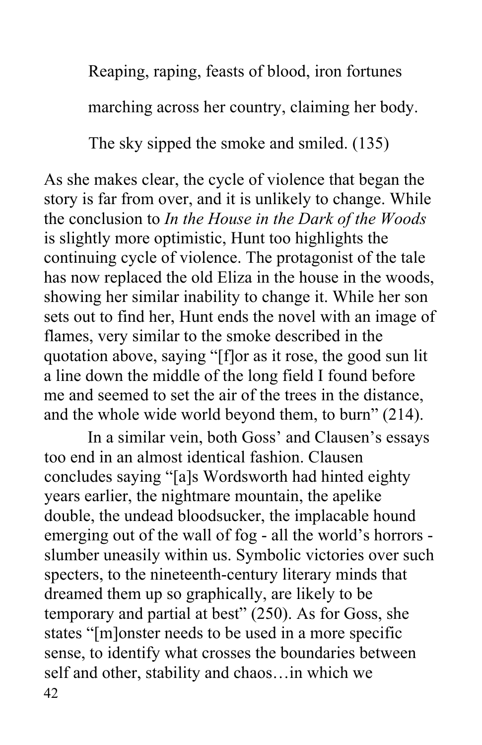> Reaping, raping, feasts of blood, iron fortunes
>
> marching across her country, claiming her body.
>
> The sky sipped the smoke and smiled. (135)

As she makes clear, the cycle of violence that began the story is far from over, and it is unlikely to change. While the conclusion to *In the House in the Dark of the Woods* is slightly more optimistic, Hunt too highlights the continuing cycle of violence. The protagonist of the tale has now replaced the old Eliza in the house in the woods, showing her similar inability to change it. While her son sets out to find her, Hunt ends the novel with an image of flames, very similar to the smoke described in the quotation above, saying "[f]or as it rose, the good sun lit a line down the middle of the long field I found before me and seemed to set the air of the trees in the distance, and the whole wide world beyond them, to burn" (214).

In a similar vein, both Goss' and Clausen's essays too end in an almost identical fashion. Clausen concludes saying "[a]s Wordsworth had hinted eighty years earlier, the nightmare mountain, the apelike double, the undead bloodsucker, the implacable hound emerging out of the wall of fog - all the world's horrors - slumber uneasily within us. Symbolic victories over such specters, to the nineteenth-century literary minds that dreamed them up so graphically, are likely to be temporary and partial at best" (250). As for Goss, she states "[m]onster needs to be used in a more specific sense, to identify what crosses the boundaries between self and other, stability and chaos…in which we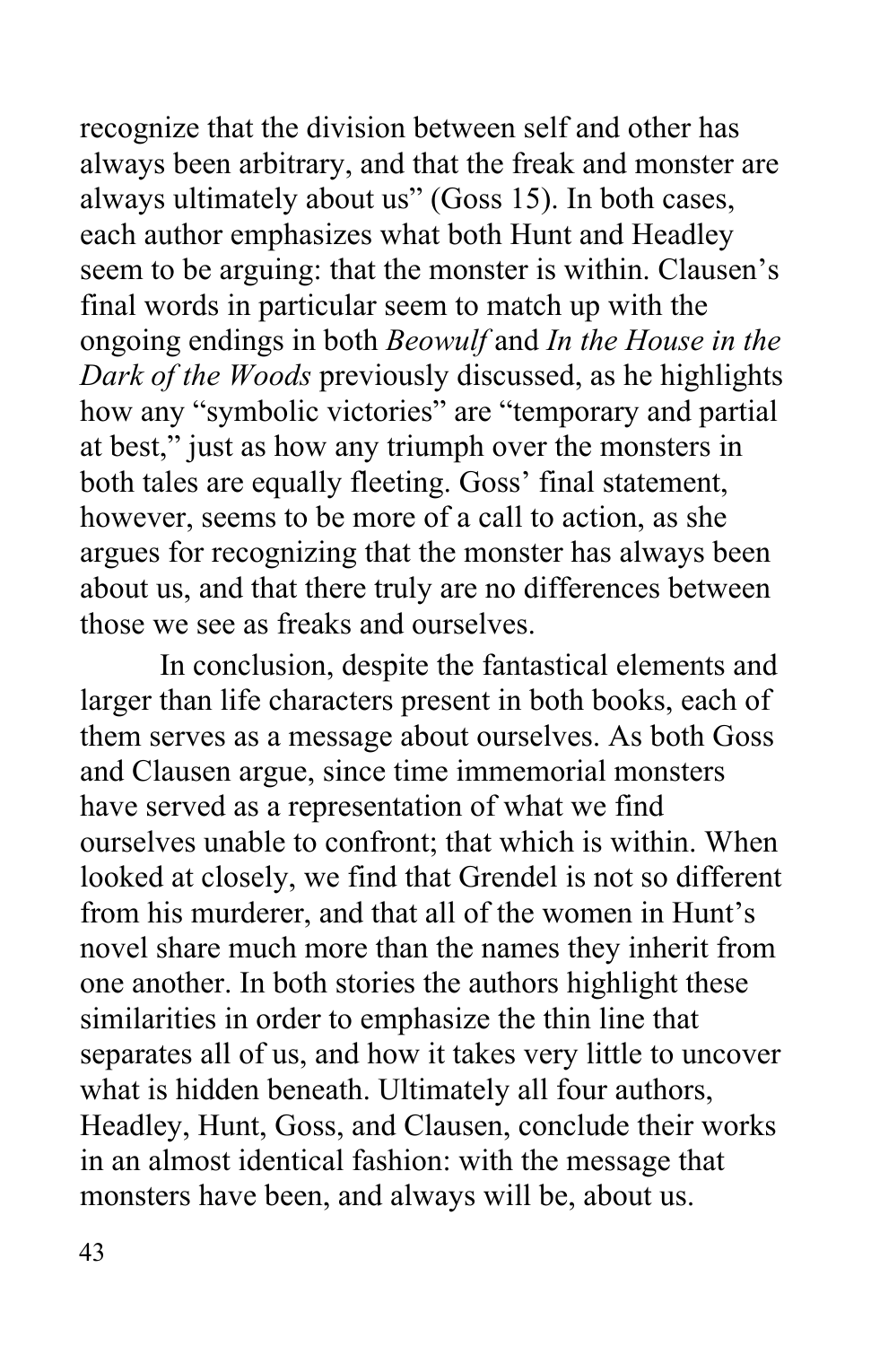recognize that the division between self and other has always been arbitrary, and that the freak and monster are always ultimately about us" (Goss 15). In both cases, each author emphasizes what both Hunt and Headley seem to be arguing: that the monster is within. Clausen's final words in particular seem to match up with the ongoing endings in both *Beowulf* and *In the House in the Dark of the Woods* previously discussed, as he highlights how any "symbolic victories" are "temporary and partial at best," just as how any triumph over the monsters in both tales are equally fleeting. Goss' final statement, however, seems to be more of a call to action, as she argues for recognizing that the monster has always been about us, and that there truly are no differences between those we see as freaks and ourselves.

In conclusion, despite the fantastical elements and larger than life characters present in both books, each of them serves as a message about ourselves. As both Goss and Clausen argue, since time immemorial monsters have served as a representation of what we find ourselves unable to confront; that which is within. When looked at closely, we find that Grendel is not so different from his murderer, and that all of the women in Hunt's novel share much more than the names they inherit from one another. In both stories the authors highlight these similarities in order to emphasize the thin line that separates all of us, and how it takes very little to uncover what is hidden beneath. Ultimately all four authors, Headley, Hunt, Goss, and Clausen, conclude their works in an almost identical fashion: with the message that monsters have been, and always will be, about us.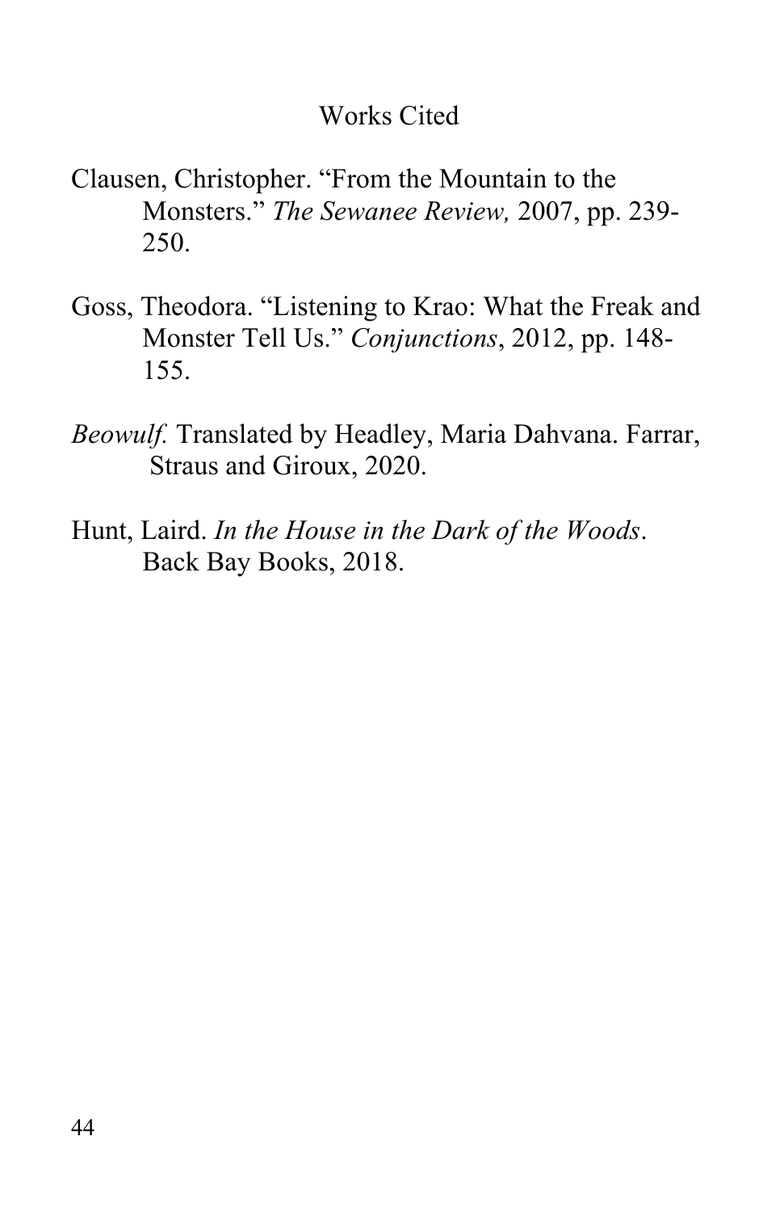# Works Cited

Clausen, Christopher. "From the Mountain to the Monsters." *The Sewanee Review,* 2007, pp. 239-250.

Goss, Theodora. "Listening to Krao: What the Freak and Monster Tell Us." *Conjunctions*, 2012, pp. 148-155.

*Beowulf.* Translated by Headley, Maria Dahvana. Farrar, Straus and Giroux, 2020.

Hunt, Laird. *In the House in the Dark of the Woods*. Back Bay Books, 2018.